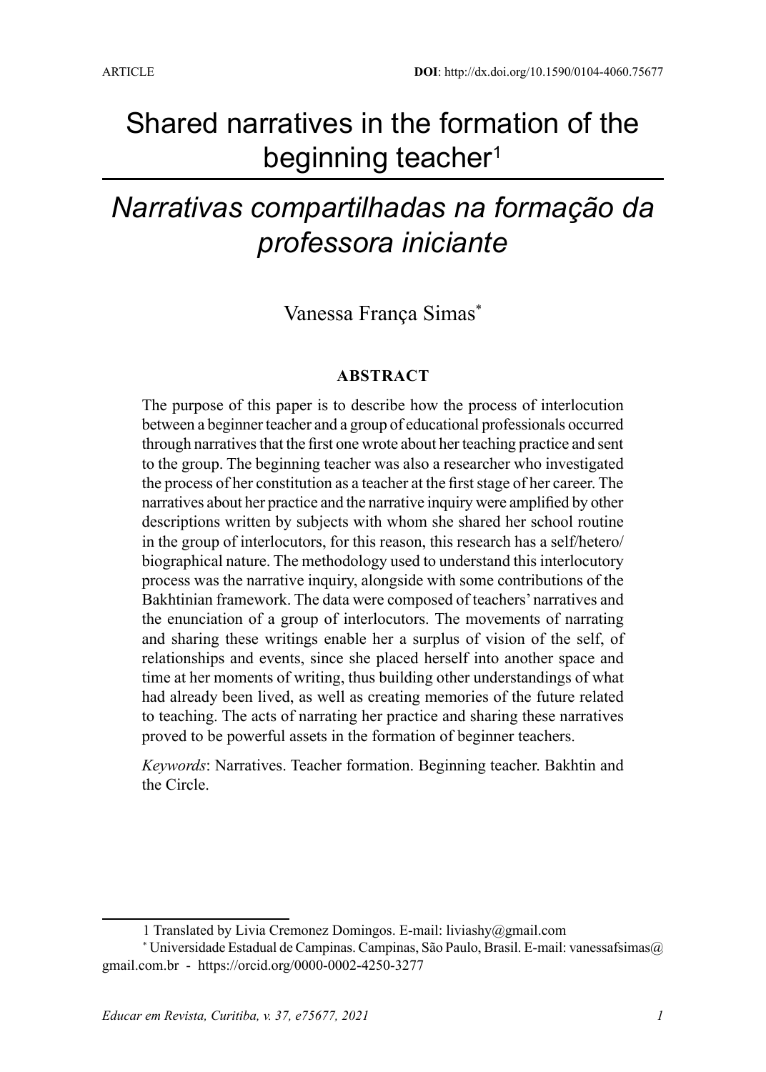ARTICLE

**DOI**: http://dx.doi.org/10.1590/0104-4060.75677

# Shared narratives in the formation of the beginning teacher[1]

# *Narrativas compartilhadas na formação da professora iniciante*

Vanessa França Simas[*]

**ABSTRACT**

The purpose of this paper is to describe how the process of interlocution between a beginner teacher and a group of educational professionals occurred through narratives that the first one wrote about her teaching practice and sent to the group. The beginning teacher was also a researcher who investigated the process of her constitution as a teacher at the first stage of her career. The narratives about her practice and the narrative inquiry were amplified by other descriptions written by subjects with whom she shared her school routine in the group of interlocutors, for this reason, this research has a self/hetero/biographical nature. The methodology used to understand this interlocutory process was the narrative inquiry, alongside with some contributions of the Bakhtinian framework. The data were composed of teachers' narratives and the enunciation of a group of interlocutors. The movements of narrating and sharing these writings enable her a surplus of vision of the self, of relationships and events, since she placed herself into another space and time at her moments of writing, thus building other understandings of what had already been lived, as well as creating memories of the future related to teaching. The acts of narrating her practice and sharing these narratives proved to be powerful assets in the formation of beginner teachers.

*Keywords*: Narratives. Teacher formation. Beginning teacher. Bakhtin and the Circle.

---

1 Translated by Livia Cremonez Domingos. E-mail: liviashy@gmail.com

[*] Universidade Estadual de Campinas. Campinas, São Paulo, Brasil. E-mail: vanessafsimas@gmail.com.br - https://orcid.org/0000-0002-4250-3277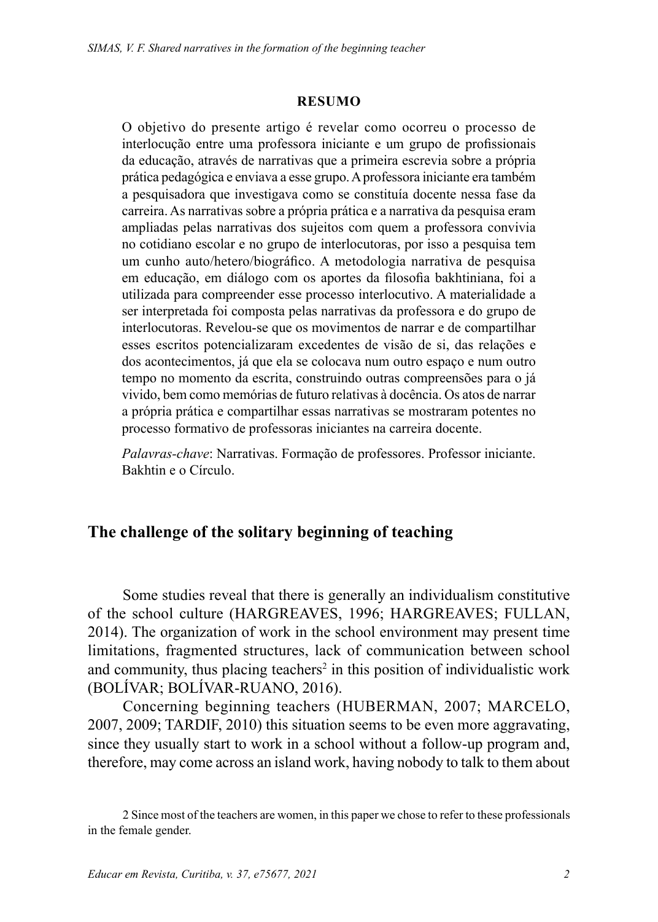**RESUMO**

O objetivo do presente artigo é revelar como ocorreu o processo de interlocução entre uma professora iniciante e um grupo de profissionais da educação, através de narrativas que a primeira escrevia sobre a própria prática pedagógica e enviava a esse grupo. A professora iniciante era também a pesquisadora que investigava como se constituía docente nessa fase da carreira. As narrativas sobre a própria prática e a narrativa da pesquisa eram ampliadas pelas narrativas dos sujeitos com quem a professora convivia no cotidiano escolar e no grupo de interlocutoras, por isso a pesquisa tem um cunho auto/hetero/biográfico. A metodologia narrativa de pesquisa em educação, em diálogo com os aportes da filosofia bakhtiniana, foi a utilizada para compreender esse processo interlocutivo. A materialidade a ser interpretada foi composta pelas narrativas da professora e do grupo de interlocutoras. Revelou-se que os movimentos de narrar e de compartilhar esses escritos potencializaram excedentes de visão de si, das relações e dos acontecimentos, já que ela se colocava num outro espaço e num outro tempo no momento da escrita, construindo outras compreensões para o já vivido, bem como memórias de futuro relativas à docência. Os atos de narrar a própria prática e compartilhar essas narrativas se mostraram potentes no processo formativo de professoras iniciantes na carreira docente.

*Palavras-chave*: Narrativas. Formação de professores. Professor iniciante. Bakhtin e o Círculo.

## The challenge of the solitary beginning of teaching

Some studies reveal that there is generally an individualism constitutive of the school culture (HARGREAVES, 1996; HARGREAVES; FULLAN, 2014). The organization of work in the school environment may present time limitations, fragmented structures, lack of communication between school and community, thus placing teachers[2] in this position of individualistic work (BOLÍVAR; BOLÍVAR-RUANO, 2016).

Concerning beginning teachers (HUBERMAN, 2007; MARCELO, 2007, 2009; TARDIF, 2010) this situation seems to be even more aggravating, since they usually start to work in a school without a follow-up program and, therefore, may come across an island work, having nobody to talk to them about

2 Since most of the teachers are women, in this paper we chose to refer to these professionals in the female gender.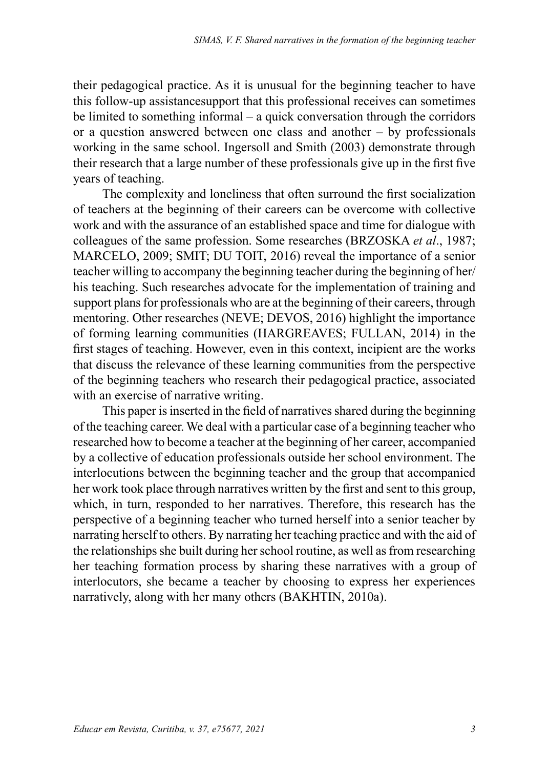their pedagogical practice. As it is unusual for the beginning teacher to have this follow-up assistancesupport that this professional receives can sometimes be limited to something informal – a quick conversation through the corridors or a question answered between one class and another – by professionals working in the same school. Ingersoll and Smith (2003) demonstrate through their research that a large number of these professionals give up in the first five years of teaching.

The complexity and loneliness that often surround the first socialization of teachers at the beginning of their careers can be overcome with collective work and with the assurance of an established space and time for dialogue with colleagues of the same profession. Some researches (BRZOSKA *et al*., 1987; MARCELO, 2009; SMIT; DU TOIT, 2016) reveal the importance of a senior teacher willing to accompany the beginning teacher during the beginning of her/his teaching. Such researches advocate for the implementation of training and support plans for professionals who are at the beginning of their careers, through mentoring. Other researches (NEVE; DEVOS, 2016) highlight the importance of forming learning communities (HARGREAVES; FULLAN, 2014) in the first stages of teaching. However, even in this context, incipient are the works that discuss the relevance of these learning communities from the perspective of the beginning teachers who research their pedagogical practice, associated with an exercise of narrative writing.

This paper is inserted in the field of narratives shared during the beginning of the teaching career. We deal with a particular case of a beginning teacher who researched how to become a teacher at the beginning of her career, accompanied by a collective of education professionals outside her school environment. The interlocutions between the beginning teacher and the group that accompanied her work took place through narratives written by the first and sent to this group, which, in turn, responded to her narratives. Therefore, this research has the perspective of a beginning teacher who turned herself into a senior teacher by narrating herself to others. By narrating her teaching practice and with the aid of the relationships she built during her school routine, as well as from researching her teaching formation process by sharing these narratives with a group of interlocutors, she became a teacher by choosing to express her experiences narratively, along with her many others (BAKHTIN, 2010a).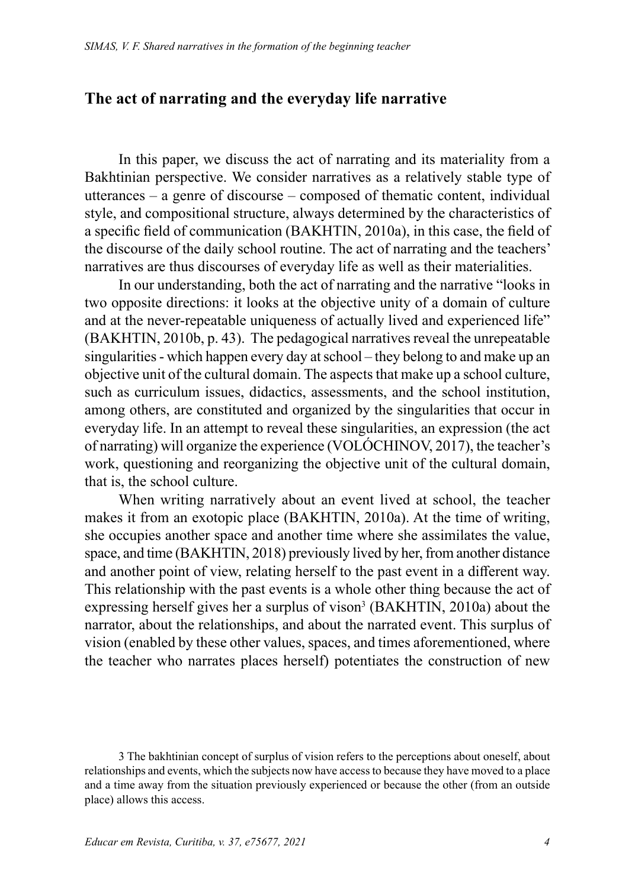## The act of narrating and the everyday life narrative

In this paper, we discuss the act of narrating and its materiality from a Bakhtinian perspective. We consider narratives as a relatively stable type of utterances – a genre of discourse – composed of thematic content, individual style, and compositional structure, always determined by the characteristics of a specific field of communication (BAKHTIN, 2010a), in this case, the field of the discourse of the daily school routine. The act of narrating and the teachers' narratives are thus discourses of everyday life as well as their materialities.

In our understanding, both the act of narrating and the narrative "looks in two opposite directions: it looks at the objective unity of a domain of culture and at the never-repeatable uniqueness of actually lived and experienced life" (BAKHTIN, 2010b, p. 43). The pedagogical narratives reveal the unrepeatable singularities - which happen every day at school – they belong to and make up an objective unit of the cultural domain. The aspects that make up a school culture, such as curriculum issues, didactics, assessments, and the school institution, among others, are constituted and organized by the singularities that occur in everyday life. In an attempt to reveal these singularities, an expression (the act of narrating) will organize the experience (VOLÓCHINOV, 2017), the teacher's work, questioning and reorganizing the objective unit of the cultural domain, that is, the school culture.

When writing narratively about an event lived at school, the teacher makes it from an exotopic place (BAKHTIN, 2010a). At the time of writing, she occupies another space and another time where she assimilates the value, space, and time (BAKHTIN, 2018) previously lived by her, from another distance and another point of view, relating herself to the past event in a different way. This relationship with the past events is a whole other thing because the act of expressing herself gives her a surplus of vison[3] (BAKHTIN, 2010a) about the narrator, about the relationships, and about the narrated event. This surplus of vision (enabled by these other values, spaces, and times aforementioned, where the teacher who narrates places herself) potentiates the construction of new

3 The bakhtinian concept of surplus of vision refers to the perceptions about oneself, about relationships and events, which the subjects now have access to because they have moved to a place and a time away from the situation previously experienced or because the other (from an outside place) allows this access.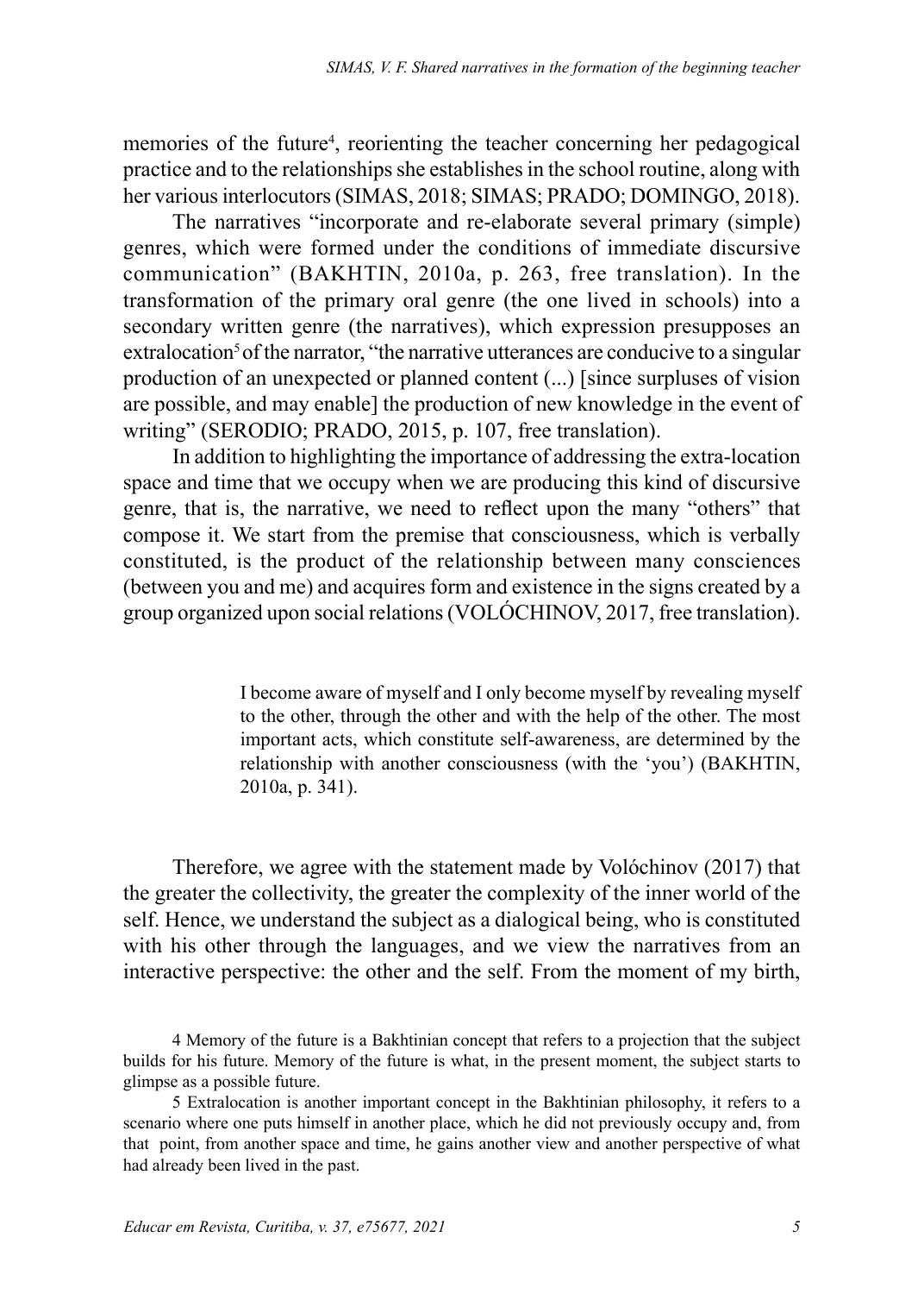memories of the future[4], reorienting the teacher concerning her pedagogical practice and to the relationships she establishes in the school routine, along with her various interlocutors (SIMAS, 2018; SIMAS; PRADO; DOMINGO, 2018).

The narratives "incorporate and re-elaborate several primary (simple) genres, which were formed under the conditions of immediate discursive communication" (BAKHTIN, 2010a, p. 263, free translation). In the transformation of the primary oral genre (the one lived in schools) into a secondary written genre (the narratives), which expression presupposes an extralocation[5] of the narrator, "the narrative utterances are conducive to a singular production of an unexpected or planned content (...) [since surpluses of vision are possible, and may enable] the production of new knowledge in the event of writing" (SERODIO; PRADO, 2015, p. 107, free translation).

In addition to highlighting the importance of addressing the extra-location space and time that we occupy when we are producing this kind of discursive genre, that is, the narrative, we need to reflect upon the many "others" that compose it. We start from the premise that consciousness, which is verbally constituted, is the product of the relationship between many consciences (between you and me) and acquires form and existence in the signs created by a group organized upon social relations (VOLÓCHINOV, 2017, free translation).

> I become aware of myself and I only become myself by revealing myself to the other, through the other and with the help of the other. The most important acts, which constitute self-awareness, are determined by the relationship with another consciousness (with the 'you') (BAKHTIN, 2010a, p. 341).

Therefore, we agree with the statement made by Volóchinov (2017) that the greater the collectivity, the greater the complexity of the inner world of the self. Hence, we understand the subject as a dialogical being, who is constituted with his other through the languages, and we view the narratives from an interactive perspective: the other and the self. From the moment of my birth,

4 Memory of the future is a Bakhtinian concept that refers to a projection that the subject builds for his future. Memory of the future is what, in the present moment, the subject starts to glimpse as a possible future.

5 Extralocation is another important concept in the Bakhtinian philosophy, it refers to a scenario where one puts himself in another place, which he did not previously occupy and, from that point, from another space and time, he gains another view and another perspective of what had already been lived in the past.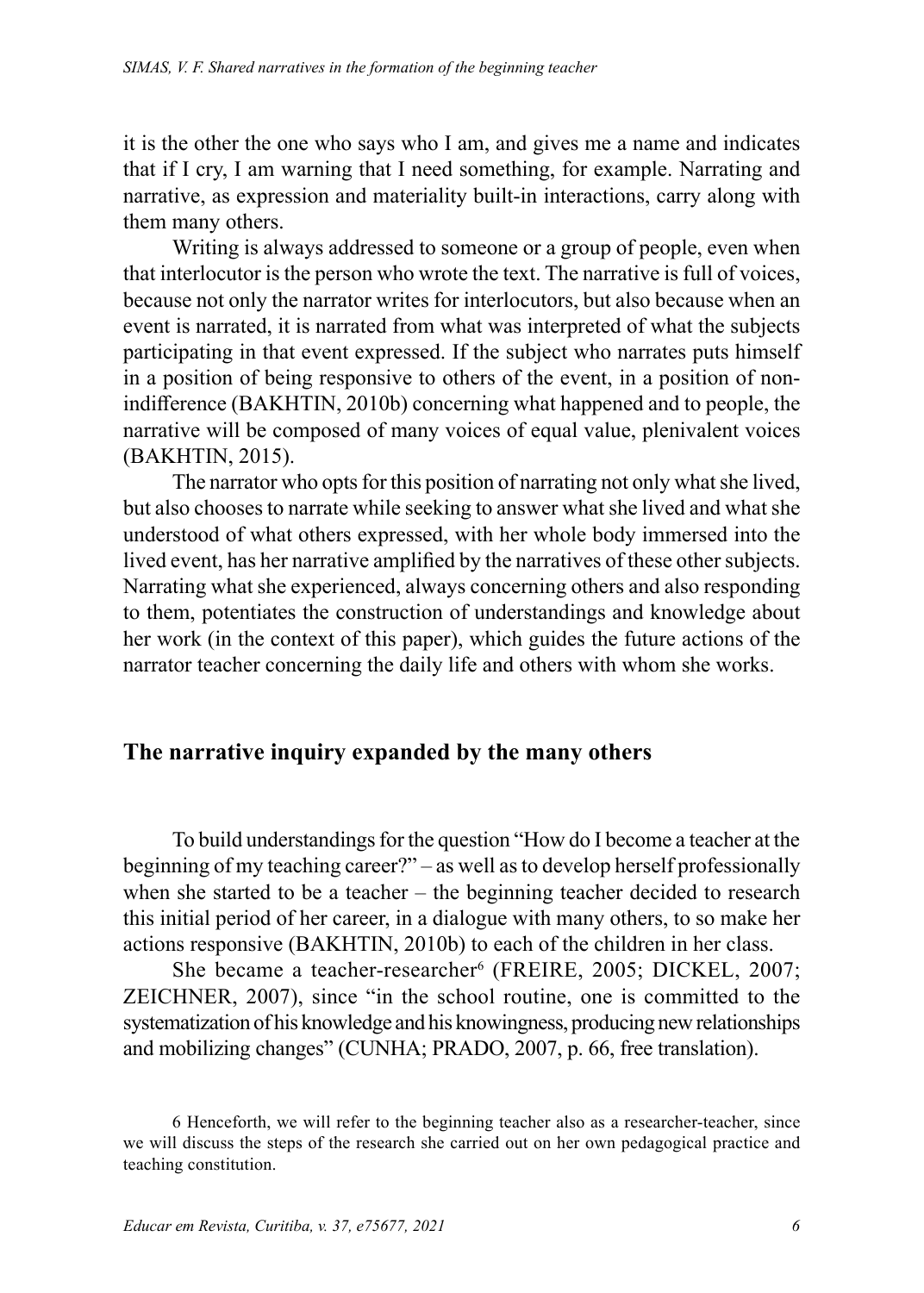it is the other the one who says who I am, and gives me a name and indicates that if I cry, I am warning that I need something, for example. Narrating and narrative, as expression and materiality built-in interactions, carry along with them many others.

Writing is always addressed to someone or a group of people, even when that interlocutor is the person who wrote the text. The narrative is full of voices, because not only the narrator writes for interlocutors, but also because when an event is narrated, it is narrated from what was interpreted of what the subjects participating in that event expressed. If the subject who narrates puts himself in a position of being responsive to others of the event, in a position of non-indifference (BAKHTIN, 2010b) concerning what happened and to people, the narrative will be composed of many voices of equal value, plenivalent voices (BAKHTIN, 2015).

The narrator who opts for this position of narrating not only what she lived, but also chooses to narrate while seeking to answer what she lived and what she understood of what others expressed, with her whole body immersed into the lived event, has her narrative amplified by the narratives of these other subjects. Narrating what she experienced, always concerning others and also responding to them, potentiates the construction of understandings and knowledge about her work (in the context of this paper), which guides the future actions of the narrator teacher concerning the daily life and others with whom she works.

## The narrative inquiry expanded by the many others

To build understandings for the question "How do I become a teacher at the beginning of my teaching career?" – as well as to develop herself professionally when she started to be a teacher – the beginning teacher decided to research this initial period of her career, in a dialogue with many others, to so make her actions responsive (BAKHTIN, 2010b) to each of the children in her class.

She became a teacher-researcher[6] (FREIRE, 2005; DICKEL, 2007; ZEICHNER, 2007), since "in the school routine, one is committed to the systematization of his knowledge and his knowingness, producing new relationships and mobilizing changes" (CUNHA; PRADO, 2007, p. 66, free translation).

6 Henceforth, we will refer to the beginning teacher also as a researcher-teacher, since we will discuss the steps of the research she carried out on her own pedagogical practice and teaching constitution.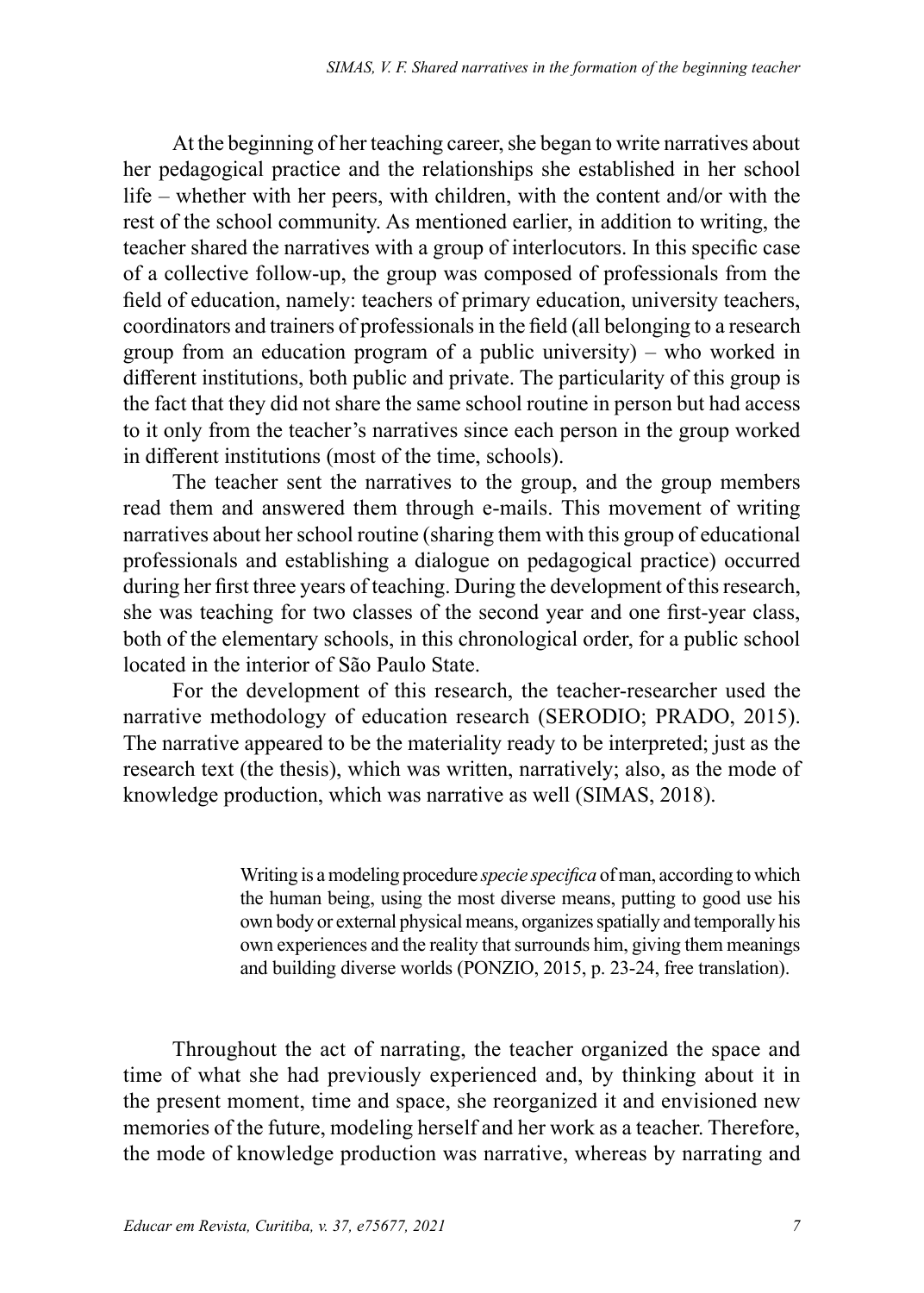At the beginning of her teaching career, she began to write narratives about her pedagogical practice and the relationships she established in her school life – whether with her peers, with children, with the content and/or with the rest of the school community. As mentioned earlier, in addition to writing, the teacher shared the narratives with a group of interlocutors. In this specific case of a collective follow-up, the group was composed of professionals from the field of education, namely: teachers of primary education, university teachers, coordinators and trainers of professionals in the field (all belonging to a research group from an education program of a public university) – who worked in different institutions, both public and private. The particularity of this group is the fact that they did not share the same school routine in person but had access to it only from the teacher's narratives since each person in the group worked in different institutions (most of the time, schools).

The teacher sent the narratives to the group, and the group members read them and answered them through e-mails. This movement of writing narratives about her school routine (sharing them with this group of educational professionals and establishing a dialogue on pedagogical practice) occurred during her first three years of teaching. During the development of this research, she was teaching for two classes of the second year and one first-year class, both of the elementary schools, in this chronological order, for a public school located in the interior of São Paulo State.

For the development of this research, the teacher-researcher used the narrative methodology of education research (SERODIO; PRADO, 2015). The narrative appeared to be the materiality ready to be interpreted; just as the research text (the thesis), which was written, narratively; also, as the mode of knowledge production, which was narrative as well (SIMAS, 2018).

> Writing is a modeling procedure *specie specifica* of man, according to which the human being, using the most diverse means, putting to good use his own body or external physical means, organizes spatially and temporally his own experiences and the reality that surrounds him, giving them meanings and building diverse worlds (PONZIO, 2015, p. 23-24, free translation).

Throughout the act of narrating, the teacher organized the space and time of what she had previously experienced and, by thinking about it in the present moment, time and space, she reorganized it and envisioned new memories of the future, modeling herself and her work as a teacher. Therefore, the mode of knowledge production was narrative, whereas by narrating and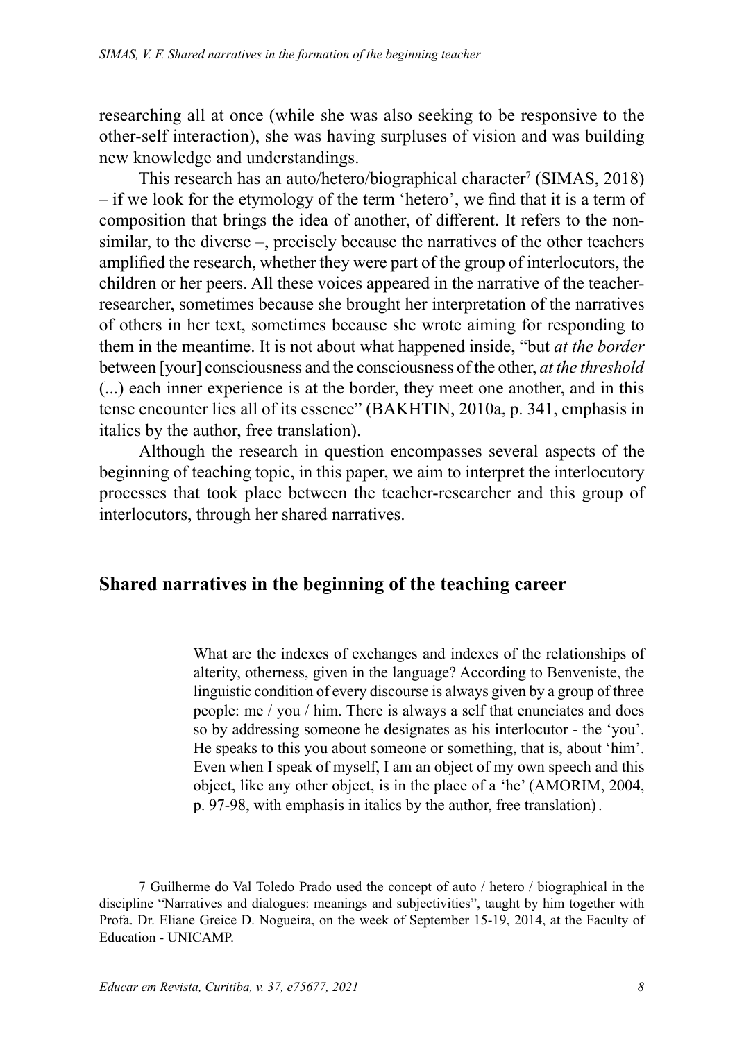researching all at once (while she was also seeking to be responsive to the other-self interaction), she was having surpluses of vision and was building new knowledge and understandings.

This research has an auto/hetero/biographical character[7] (SIMAS, 2018) – if we look for the etymology of the term 'hetero', we find that it is a term of composition that brings the idea of another, of different. It refers to the non-similar, to the diverse –, precisely because the narratives of the other teachers amplified the research, whether they were part of the group of interlocutors, the children or her peers. All these voices appeared in the narrative of the teacher-researcher, sometimes because she brought her interpretation of the narratives of others in her text, sometimes because she wrote aiming for responding to them in the meantime. It is not about what happened inside, "but *at the border* between [your] consciousness and the consciousness of the other, *at the threshold* (...) each inner experience is at the border, they meet one another, and in this tense encounter lies all of its essence" (BAKHTIN, 2010a, p. 341, emphasis in italics by the author, free translation).

Although the research in question encompasses several aspects of the beginning of teaching topic, in this paper, we aim to interpret the interlocutory processes that took place between the teacher-researcher and this group of interlocutors, through her shared narratives.

## Shared narratives in the beginning of the teaching career

> What are the indexes of exchanges and indexes of the relationships of alterity, otherness, given in the language? According to Benveniste, the linguistic condition of every discourse is always given by a group of three people: me / you / him. There is always a self that enunciates and does so by addressing someone he designates as his interlocutor - the 'you'. He speaks to this you about someone or something, that is, about 'him'. Even when I speak of myself, I am an object of my own speech and this object, like any other object, is in the place of a 'he' (AMORIM, 2004, p. 97-98, with emphasis in italics by the author, free translation).

7 Guilherme do Val Toledo Prado used the concept of auto / hetero / biographical in the discipline "Narratives and dialogues: meanings and subjectivities", taught by him together with Profa. Dr. Eliane Greice D. Nogueira, on the week of September 15-19, 2014, at the Faculty of Education - UNICAMP.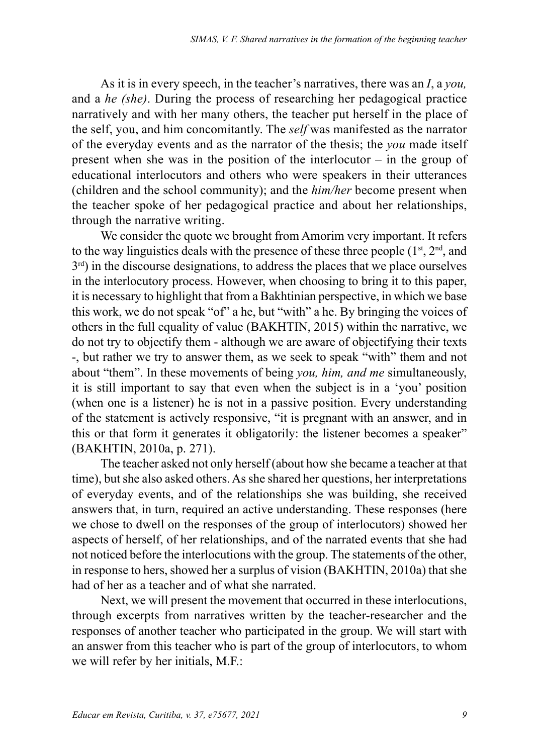As it is in every speech, in the teacher's narratives, there was an *I*, a *you,* and a *he (she)*. During the process of researching her pedagogical practice narratively and with her many others, the teacher put herself in the place of the self, you, and him concomitantly. The *self* was manifested as the narrator of the everyday events and as the narrator of the thesis; the *you* made itself present when she was in the position of the interlocutor – in the group of educational interlocutors and others who were speakers in their utterances (children and the school community); and the *him/her* become present when the teacher spoke of her pedagogical practice and about her relationships, through the narrative writing.

We consider the quote we brought from Amorim very important. It refers to the way linguistics deals with the presence of these three people (1st, 2nd, and 3rd) in the discourse designations, to address the places that we place ourselves in the interlocutory process. However, when choosing to bring it to this paper, it is necessary to highlight that from a Bakhtinian perspective, in which we base this work, we do not speak "of" a he, but "with" a he. By bringing the voices of others in the full equality of value (BAKHTIN, 2015) within the narrative, we do not try to objectify them - although we are aware of objectifying their texts -, but rather we try to answer them, as we seek to speak "with" them and not about "them". In these movements of being *you, him, and me* simultaneously, it is still important to say that even when the subject is in a 'you' position (when one is a listener) he is not in a passive position. Every understanding of the statement is actively responsive, "it is pregnant with an answer, and in this or that form it generates it obligatorily: the listener becomes a speaker" (BAKHTIN, 2010a, p. 271).

The teacher asked not only herself (about how she became a teacher at that time), but she also asked others. As she shared her questions, her interpretations of everyday events, and of the relationships she was building, she received answers that, in turn, required an active understanding. These responses (here we chose to dwell on the responses of the group of interlocutors) showed her aspects of herself, of her relationships, and of the narrated events that she had not noticed before the interlocutions with the group. The statements of the other, in response to hers, showed her a surplus of vision (BAKHTIN, 2010a) that she had of her as a teacher and of what she narrated.

Next, we will present the movement that occurred in these interlocutions, through excerpts from narratives written by the teacher-researcher and the responses of another teacher who participated in the group. We will start with an answer from this teacher who is part of the group of interlocutors, to whom we will refer by her initials, M.F.: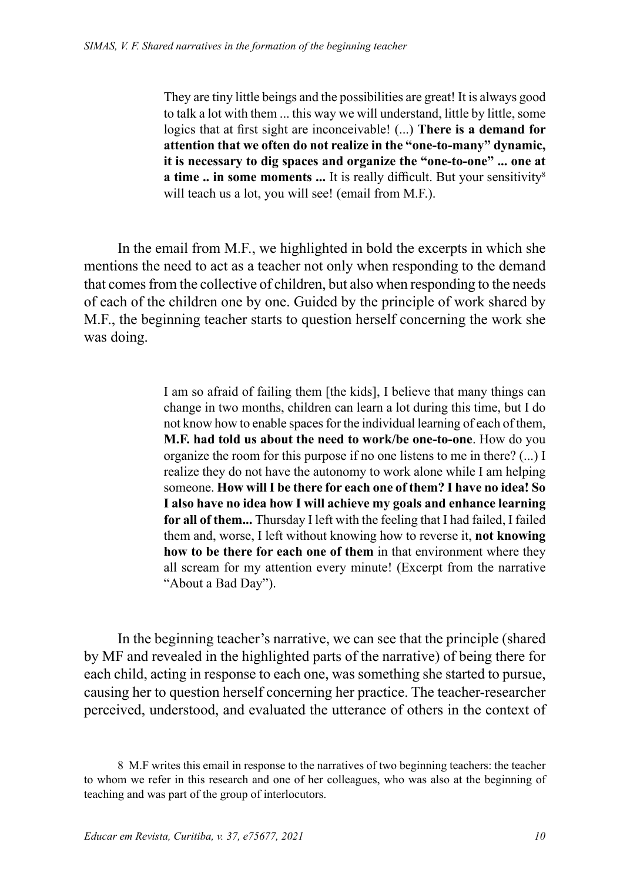> They are tiny little beings and the possibilities are great! It is always good to talk a lot with them ... this way we will understand, little by little, some logics that at first sight are inconceivable! (...) **There is a demand for attention that we often do not realize in the "one-to-many" dynamic, it is necessary to dig spaces and organize the "one-to-one" ... one at a time .. in some moments ...** It is really difficult. But your sensitivity[8] will teach us a lot, you will see! (email from M.F.).

In the email from M.F., we highlighted in bold the excerpts in which she mentions the need to act as a teacher not only when responding to the demand that comes from the collective of children, but also when responding to the needs of each of the children one by one. Guided by the principle of work shared by M.F., the beginning teacher starts to question herself concerning the work she was doing.

> I am so afraid of failing them [the kids], I believe that many things can change in two months, children can learn a lot during this time, but I do not know how to enable spaces for the individual learning of each of them, **M.F. had told us about the need to work/be one-to-one**. How do you organize the room for this purpose if no one listens to me in there? (...) I realize they do not have the autonomy to work alone while I am helping someone. **How will I be there for each one of them? I have no idea! So I also have no idea how I will achieve my goals and enhance learning for all of them...** Thursday I left with the feeling that I had failed, I failed them and, worse, I left without knowing how to reverse it, **not knowing how to be there for each one of them** in that environment where they all scream for my attention every minute! (Excerpt from the narrative "About a Bad Day").

In the beginning teacher's narrative, we can see that the principle (shared by MF and revealed in the highlighted parts of the narrative) of being there for each child, acting in response to each one, was something she started to pursue, causing her to question herself concerning her practice. The teacher-researcher perceived, understood, and evaluated the utterance of others in the context of

8 M.F writes this email in response to the narratives of two beginning teachers: the teacher to whom we refer in this research and one of her colleagues, who was also at the beginning of teaching and was part of the group of interlocutors.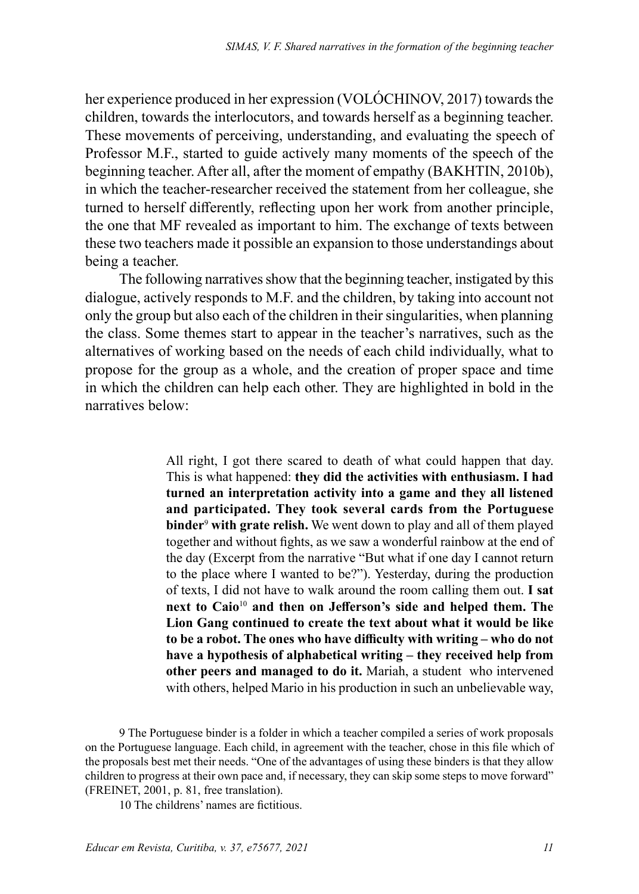her experience produced in her expression (VOLÓCHINOV, 2017) towards the children, towards the interlocutors, and towards herself as a beginning teacher. These movements of perceiving, understanding, and evaluating the speech of Professor M.F., started to guide actively many moments of the speech of the beginning teacher. After all, after the moment of empathy (BAKHTIN, 2010b), in which the teacher-researcher received the statement from her colleague, she turned to herself differently, reflecting upon her work from another principle, the one that MF revealed as important to him. The exchange of texts between these two teachers made it possible an expansion to those understandings about being a teacher.

The following narratives show that the beginning teacher, instigated by this dialogue, actively responds to M.F. and the children, by taking into account not only the group but also each of the children in their singularities, when planning the class. Some themes start to appear in the teacher's narratives, such as the alternatives of working based on the needs of each child individually, what to propose for the group as a whole, and the creation of proper space and time in which the children can help each other. They are highlighted in bold in the narratives below:

> All right, I got there scared to death of what could happen that day. This is what happened: **they did the activities with enthusiasm. I had turned an interpretation activity into a game and they all listened and participated. They took several cards from the Portuguese binder**[9] **with grate relish.** We went down to play and all of them played together and without fights, as we saw a wonderful rainbow at the end of the day (Excerpt from the narrative "But what if one day I cannot return to the place where I wanted to be?"). Yesterday, during the production of texts, I did not have to walk around the room calling them out. **I sat next to Caio**[10] **and then on Jefferson's side and helped them. The Lion Gang continued to create the text about what it would be like to be a robot. The ones who have difficulty with writing – who do not have a hypothesis of alphabetical writing – they received help from other peers and managed to do it.** Mariah, a student who intervened with others, helped Mario in his production in such an unbelievable way,

9 The Portuguese binder is a folder in which a teacher compiled a series of work proposals on the Portuguese language. Each child, in agreement with the teacher, chose in this file which of the proposals best met their needs. "One of the advantages of using these binders is that they allow children to progress at their own pace and, if necessary, they can skip some steps to move forward" (FREINET, 2001, p. 81, free translation).

10 The childrens' names are fictitious.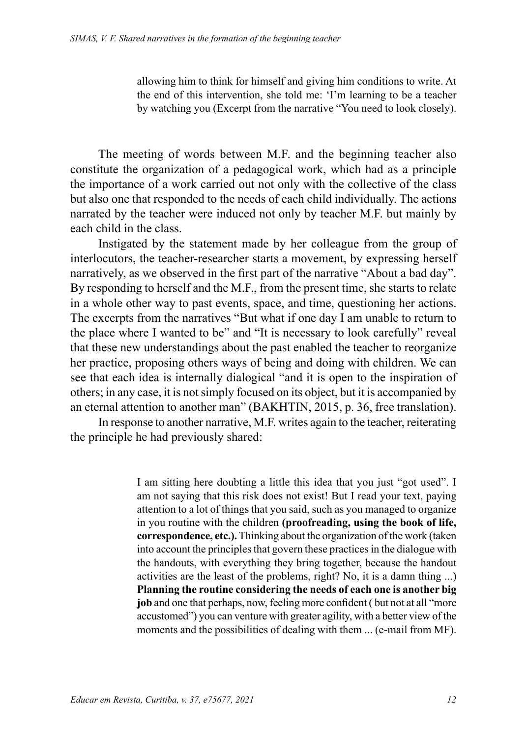> allowing him to think for himself and giving him conditions to write. At the end of this intervention, she told me: 'I'm learning to be a teacher by watching you (Excerpt from the narrative "You need to look closely).

The meeting of words between M.F. and the beginning teacher also constitute the organization of a pedagogical work, which had as a principle the importance of a work carried out not only with the collective of the class but also one that responded to the needs of each child individually. The actions narrated by the teacher were induced not only by teacher M.F. but mainly by each child in the class.

Instigated by the statement made by her colleague from the group of interlocutors, the teacher-researcher starts a movement, by expressing herself narratively, as we observed in the first part of the narrative "About a bad day". By responding to herself and the M.F., from the present time, she starts to relate in a whole other way to past events, space, and time, questioning her actions. The excerpts from the narratives "But what if one day I am unable to return to the place where I wanted to be" and "It is necessary to look carefully" reveal that these new understandings about the past enabled the teacher to reorganize her practice, proposing others ways of being and doing with children. We can see that each idea is internally dialogical "and it is open to the inspiration of others; in any case, it is not simply focused on its object, but it is accompanied by an eternal attention to another man" (BAKHTIN, 2015, p. 36, free translation).

In response to another narrative, M.F. writes again to the teacher, reiterating the principle he had previously shared:

> I am sitting here doubting a little this idea that you just "got used". I am not saying that this risk does not exist! But I read your text, paying attention to a lot of things that you said, such as you managed to organize in you routine with the children **(proofreading, using the book of life, correspondence, etc.).** Thinking about the organization of the work (taken into account the principles that govern these practices in the dialogue with the handouts, with everything they bring together, because the handout activities are the least of the problems, right? No, it is a damn thing ...) **Planning the routine considering the needs of each one is another big job** and one that perhaps, now, feeling more confident ( but not at all "more accustomed") you can venture with greater agility, with a better view of the moments and the possibilities of dealing with them ... (e-mail from MF).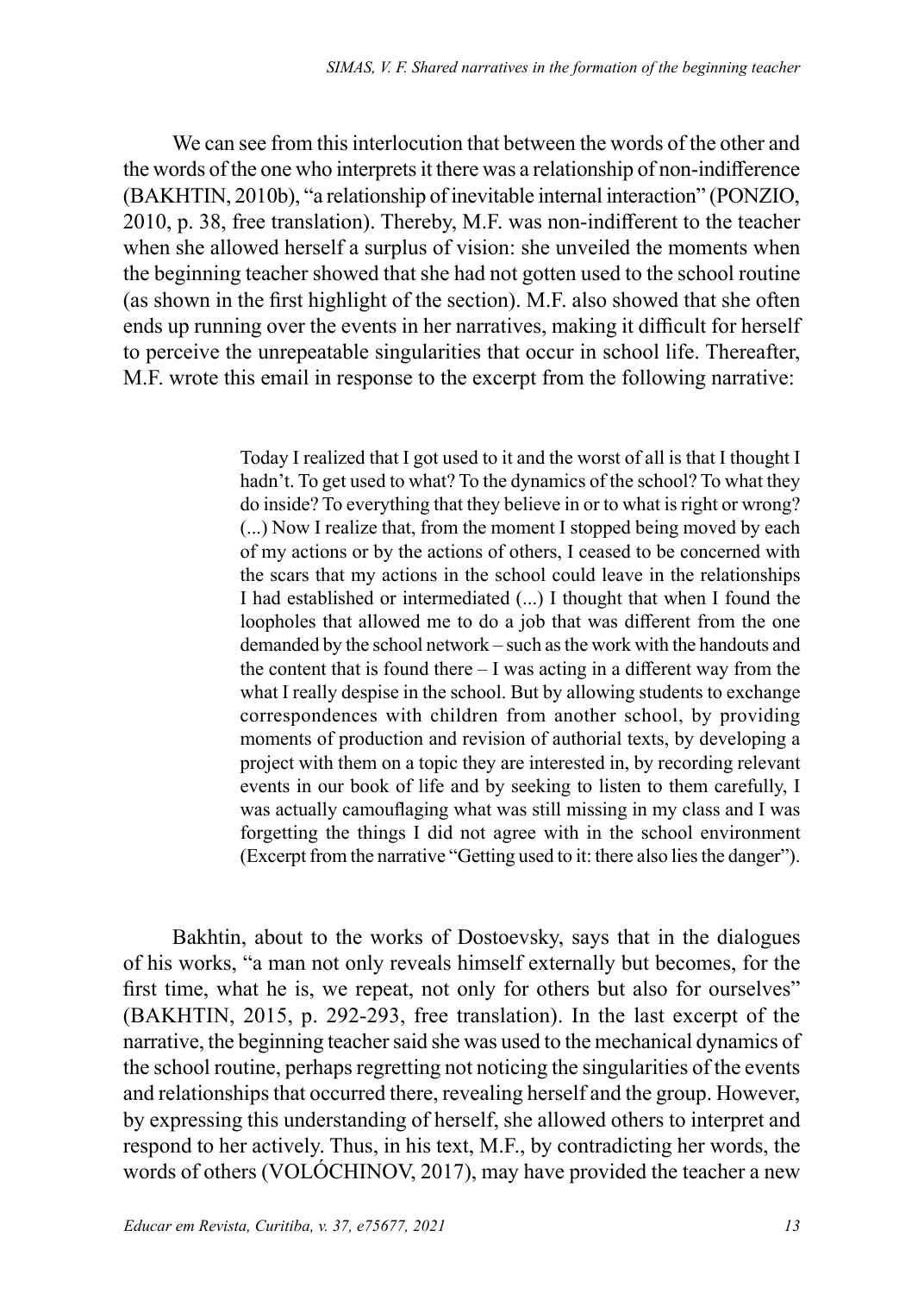We can see from this interlocution that between the words of the other and the words of the one who interprets it there was a relationship of non-indifference (BAKHTIN, 2010b), "a relationship of inevitable internal interaction" (PONZIO, 2010, p. 38, free translation). Thereby, M.F. was non-indifferent to the teacher when she allowed herself a surplus of vision: she unveiled the moments when the beginning teacher showed that she had not gotten used to the school routine (as shown in the first highlight of the section). M.F. also showed that she often ends up running over the events in her narratives, making it difficult for herself to perceive the unrepeatable singularities that occur in school life. Thereafter, M.F. wrote this email in response to the excerpt from the following narrative:

> Today I realized that I got used to it and the worst of all is that I thought I hadn't. To get used to what? To the dynamics of the school? To what they do inside? To everything that they believe in or to what is right or wrong? (...) Now I realize that, from the moment I stopped being moved by each of my actions or by the actions of others, I ceased to be concerned with the scars that my actions in the school could leave in the relationships I had established or intermediated (...) I thought that when I found the loopholes that allowed me to do a job that was different from the one demanded by the school network – such as the work with the handouts and the content that is found there – I was acting in a different way from the what I really despise in the school. But by allowing students to exchange correspondences with children from another school, by providing moments of production and revision of authorial texts, by developing a project with them on a topic they are interested in, by recording relevant events in our book of life and by seeking to listen to them carefully, I was actually camouflaging what was still missing in my class and I was forgetting the things I did not agree with in the school environment (Excerpt from the narrative "Getting used to it: there also lies the danger").

Bakhtin, about to the works of Dostoevsky, says that in the dialogues of his works, "a man not only reveals himself externally but becomes, for the first time, what he is, we repeat, not only for others but also for ourselves" (BAKHTIN, 2015, p. 292-293, free translation). In the last excerpt of the narrative, the beginning teacher said she was used to the mechanical dynamics of the school routine, perhaps regretting not noticing the singularities of the events and relationships that occurred there, revealing herself and the group. However, by expressing this understanding of herself, she allowed others to interpret and respond to her actively. Thus, in his text, M.F., by contradicting her words, the words of others (VOLÓCHINOV, 2017), may have provided the teacher a new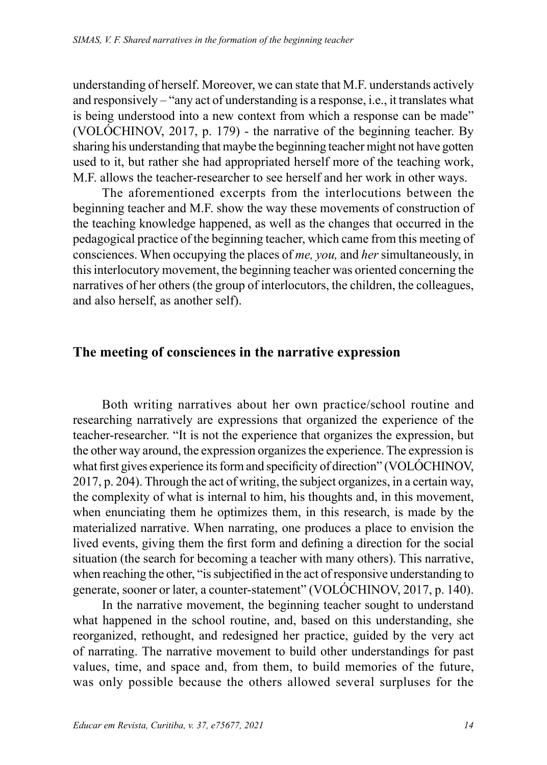understanding of herself. Moreover, we can state that M.F. understands actively and responsively – "any act of understanding is a response, i.e., it translates what is being understood into a new context from which a response can be made" (VOLÓCHINOV, 2017, p. 179) - the narrative of the beginning teacher. By sharing his understanding that maybe the beginning teacher might not have gotten used to it, but rather she had appropriated herself more of the teaching work, M.F. allows the teacher-researcher to see herself and her work in other ways.

The aforementioned excerpts from the interlocutions between the beginning teacher and M.F. show the way these movements of construction of the teaching knowledge happened, as well as the changes that occurred in the pedagogical practice of the beginning teacher, which came from this meeting of consciences. When occupying the places of *me, you,* and *her* simultaneously, in this interlocutory movement, the beginning teacher was oriented concerning the narratives of her others (the group of interlocutors, the children, the colleagues, and also herself, as another self).

## The meeting of consciences in the narrative expression

Both writing narratives about her own practice/school routine and researching narratively are expressions that organized the experience of the teacher-researcher. "It is not the experience that organizes the expression, but the other way around, the expression organizes the experience. The expression is what first gives experience its form and specificity of direction" (VOLÓCHINOV, 2017, p. 204). Through the act of writing, the subject organizes, in a certain way, the complexity of what is internal to him, his thoughts and, in this movement, when enunciating them he optimizes them, in this research, is made by the materialized narrative. When narrating, one produces a place to envision the lived events, giving them the first form and defining a direction for the social situation (the search for becoming a teacher with many others). This narrative, when reaching the other, "is subjectified in the act of responsive understanding to generate, sooner or later, a counter-statement" (VOLÓCHINOV, 2017, p. 140).

In the narrative movement, the beginning teacher sought to understand what happened in the school routine, and, based on this understanding, she reorganized, rethought, and redesigned her practice, guided by the very act of narrating. The narrative movement to build other understandings for past values, time, and space and, from them, to build memories of the future, was only possible because the others allowed several surpluses for the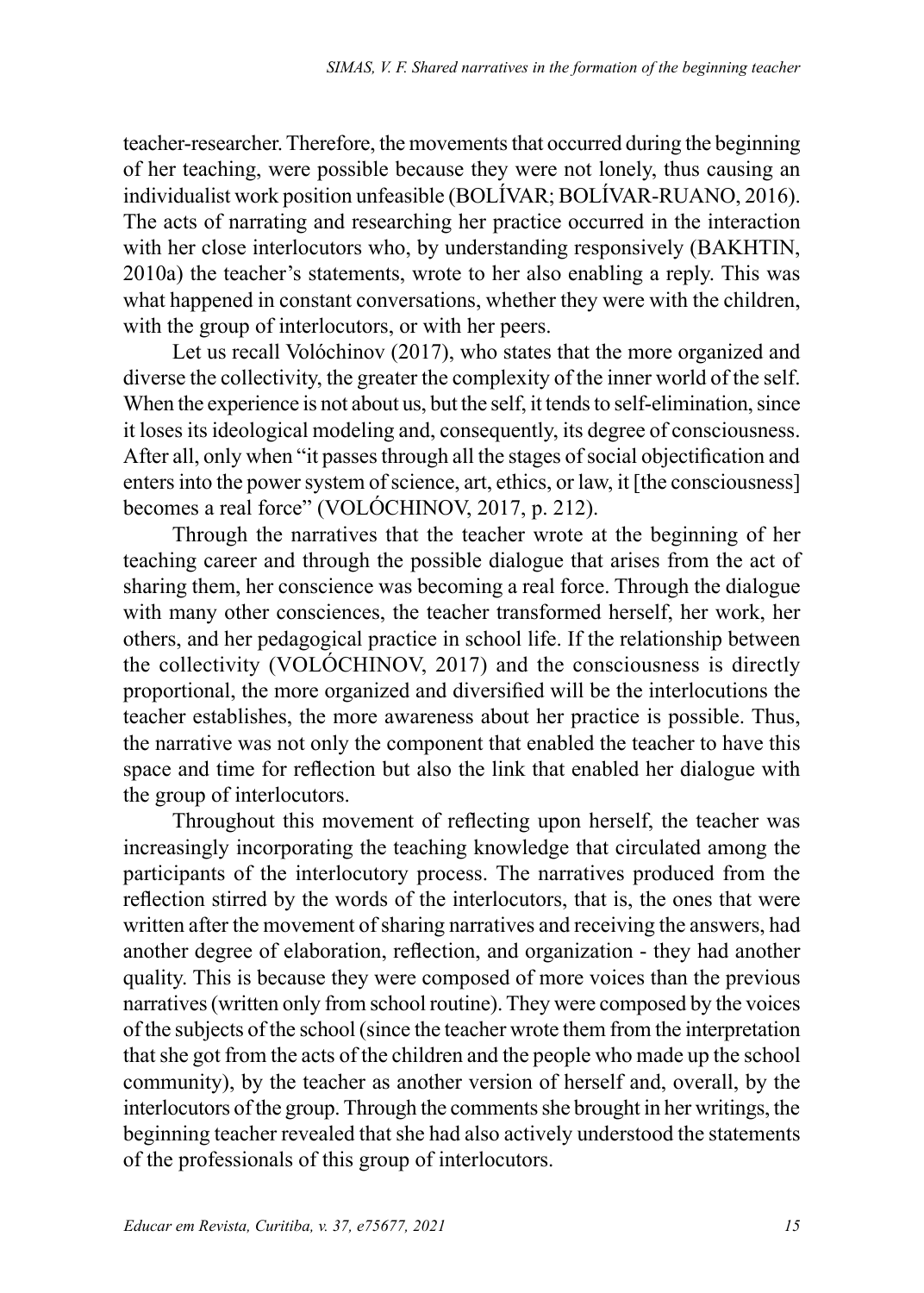teacher-researcher. Therefore, the movements that occurred during the beginning of her teaching, were possible because they were not lonely, thus causing an individualist work position unfeasible (BOLÍVAR; BOLÍVAR-RUANO, 2016). The acts of narrating and researching her practice occurred in the interaction with her close interlocutors who, by understanding responsively (BAKHTIN, 2010a) the teacher's statements, wrote to her also enabling a reply. This was what happened in constant conversations, whether they were with the children, with the group of interlocutors, or with her peers.

Let us recall Volóchinov (2017), who states that the more organized and diverse the collectivity, the greater the complexity of the inner world of the self. When the experience is not about us, but the self, it tends to self-elimination, since it loses its ideological modeling and, consequently, its degree of consciousness. After all, only when "it passes through all the stages of social objectification and enters into the power system of science, art, ethics, or law, it [the consciousness] becomes a real force" (VOLÓCHINOV, 2017, p. 212).

Through the narratives that the teacher wrote at the beginning of her teaching career and through the possible dialogue that arises from the act of sharing them, her conscience was becoming a real force. Through the dialogue with many other consciences, the teacher transformed herself, her work, her others, and her pedagogical practice in school life. If the relationship between the collectivity (VOLÓCHINOV, 2017) and the consciousness is directly proportional, the more organized and diversified will be the interlocutions the teacher establishes, the more awareness about her practice is possible. Thus, the narrative was not only the component that enabled the teacher to have this space and time for reflection but also the link that enabled her dialogue with the group of interlocutors.

Throughout this movement of reflecting upon herself, the teacher was increasingly incorporating the teaching knowledge that circulated among the participants of the interlocutory process. The narratives produced from the reflection stirred by the words of the interlocutors, that is, the ones that were written after the movement of sharing narratives and receiving the answers, had another degree of elaboration, reflection, and organization - they had another quality. This is because they were composed of more voices than the previous narratives (written only from school routine). They were composed by the voices of the subjects of the school (since the teacher wrote them from the interpretation that she got from the acts of the children and the people who made up the school community), by the teacher as another version of herself and, overall, by the interlocutors of the group. Through the comments she brought in her writings, the beginning teacher revealed that she had also actively understood the statements of the professionals of this group of interlocutors.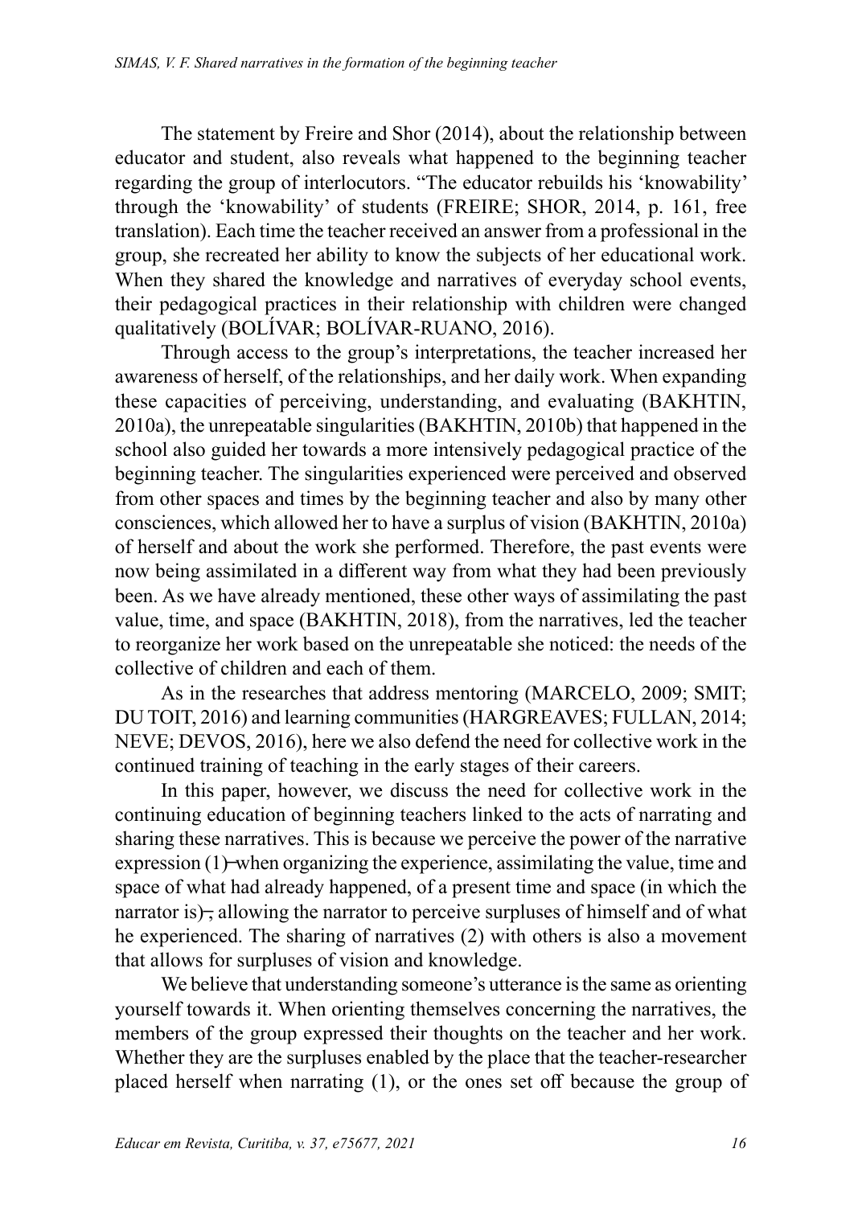The statement by Freire and Shor (2014), about the relationship between educator and student, also reveals what happened to the beginning teacher regarding the group of interlocutors. "The educator rebuilds his 'knowability' through the 'knowability' of students (FREIRE; SHOR, 2014, p. 161, free translation). Each time the teacher received an answer from a professional in the group, she recreated her ability to know the subjects of her educational work. When they shared the knowledge and narratives of everyday school events, their pedagogical practices in their relationship with children were changed qualitatively (BOLÍVAR; BOLÍVAR-RUANO, 2016).

Through access to the group's interpretations, the teacher increased her awareness of herself, of the relationships, and her daily work. When expanding these capacities of perceiving, understanding, and evaluating (BAKHTIN, 2010a), the unrepeatable singularities (BAKHTIN, 2010b) that happened in the school also guided her towards a more intensively pedagogical practice of the beginning teacher. The singularities experienced were perceived and observed from other spaces and times by the beginning teacher and also by many other consciences, which allowed her to have a surplus of vision (BAKHTIN, 2010a) of herself and about the work she performed. Therefore, the past events were now being assimilated in a different way from what they had been previously been. As we have already mentioned, these other ways of assimilating the past value, time, and space (BAKHTIN, 2018), from the narratives, led the teacher to reorganize her work based on the unrepeatable she noticed: the needs of the collective of children and each of them.

As in the researches that address mentoring (MARCELO, 2009; SMIT; DU TOIT, 2016) and learning communities (HARGREAVES; FULLAN, 2014; NEVE; DEVOS, 2016), here we also defend the need for collective work in the continued training of teaching in the early stages of their careers.

In this paper, however, we discuss the need for collective work in the continuing education of beginning teachers linked to the acts of narrating and sharing these narratives. This is because we perceive the power of the narrative expression (1)–when organizing the experience, assimilating the value, time and space of what had already happened, of a present time and space (in which the narrator is)–, allowing the narrator to perceive surpluses of himself and of what he experienced. The sharing of narratives (2) with others is also a movement that allows for surpluses of vision and knowledge.

We believe that understanding someone's utterance is the same as orienting yourself towards it. When orienting themselves concerning the narratives, the members of the group expressed their thoughts on the teacher and her work. Whether they are the surpluses enabled by the place that the teacher-researcher placed herself when narrating (1), or the ones set off because the group of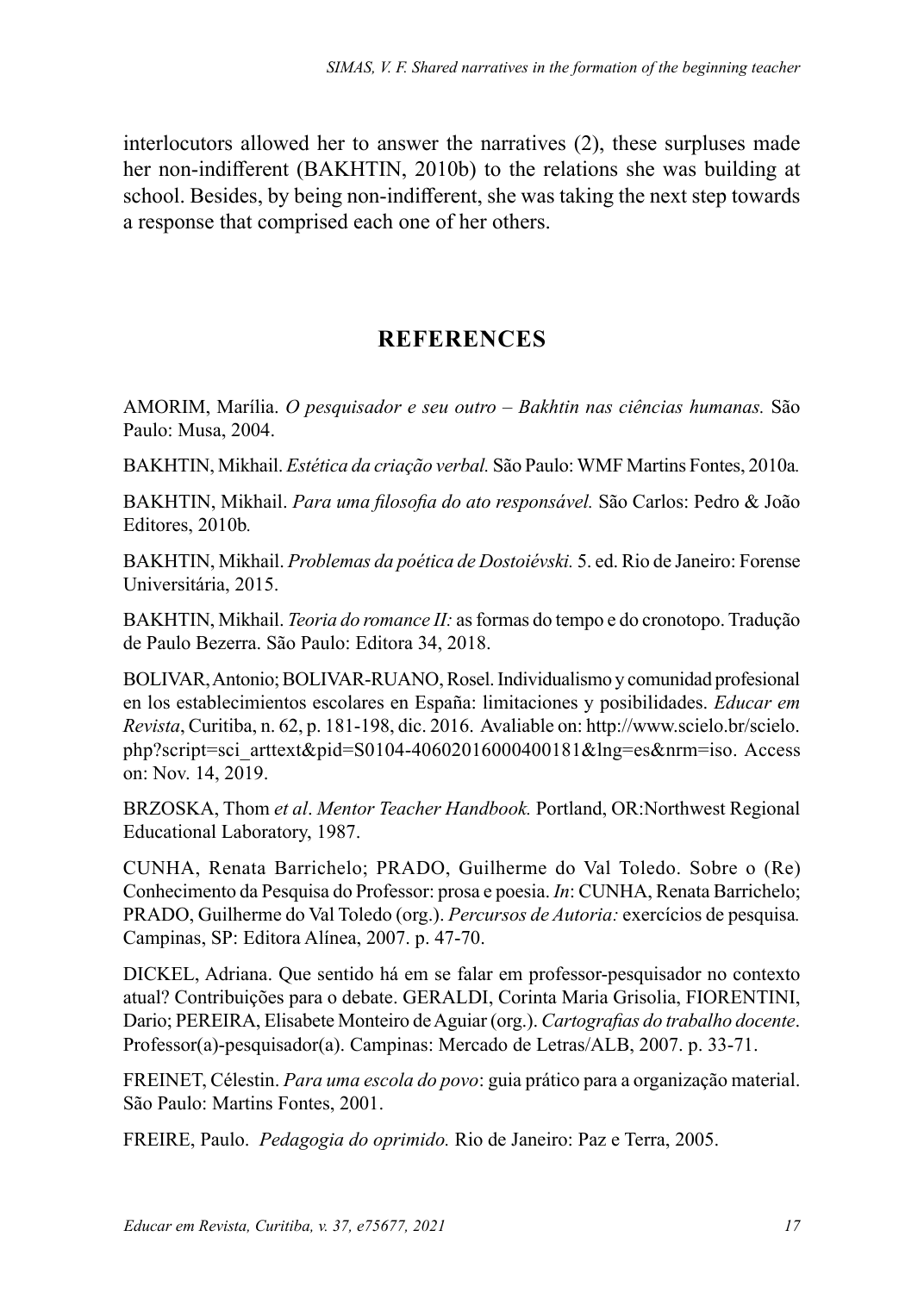interlocutors allowed her to answer the narratives (2), these surpluses made her non-indifferent (BAKHTIN, 2010b) to the relations she was building at school. Besides, by being non-indifferent, she was taking the next step towards a response that comprised each one of her others.

## REFERENCES

AMORIM, Marília. *O pesquisador e seu outro – Bakhtin nas ciências humanas.* São Paulo: Musa, 2004.

BAKHTIN, Mikhail. *Estética da criação verbal.* São Paulo: WMF Martins Fontes, 2010a.

BAKHTIN, Mikhail. *Para uma filosofia do ato responsável.* São Carlos: Pedro & João Editores, 2010b.

BAKHTIN, Mikhail. *Problemas da poética de Dostoiévski.* 5. ed. Rio de Janeiro: Forense Universitária, 2015.

BAKHTIN, Mikhail. *Teoria do romance II:* as formas do tempo e do cronotopo. Tradução de Paulo Bezerra. São Paulo: Editora 34, 2018.

BOLIVAR, Antonio; BOLIVAR-RUANO, Rosel. Individualismo y comunidad profesional en los establecimientos escolares en España: limitaciones y posibilidades. *Educar em Revista*, Curitiba, n. 62, p. 181-198, dic. 2016. Avaliable on: http://www.scielo.br/scielo.php?script=sci_arttext&pid=S0104-40602016000400181&lng=es&nrm=iso. Access on: Nov. 14, 2019.

BRZOSKA, Thom *et al*. *Mentor Teacher Handbook.* Portland, OR:Northwest Regional Educational Laboratory, 1987.

CUNHA, Renata Barrichelo; PRADO, Guilherme do Val Toledo. Sobre o (Re) Conhecimento da Pesquisa do Professor: prosa e poesia. *In*: CUNHA, Renata Barrichelo; PRADO, Guilherme do Val Toledo (org.). *Percursos de Autoria:* exercícios de pesquisa. Campinas, SP: Editora Alínea, 2007. p. 47-70.

DICKEL, Adriana. Que sentido há em se falar em professor-pesquisador no contexto atual? Contribuições para o debate. GERALDI, Corinta Maria Grisolia, FIORENTINI, Dario; PEREIRA, Elisabete Monteiro de Aguiar (org.). *Cartografias do trabalho docente*. Professor(a)-pesquisador(a). Campinas: Mercado de Letras/ALB, 2007. p. 33-71.

FREINET, Célestin. *Para uma escola do povo*: guia prático para a organização material. São Paulo: Martins Fontes, 2001.

FREIRE, Paulo. *Pedagogia do oprimido.* Rio de Janeiro: Paz e Terra, 2005.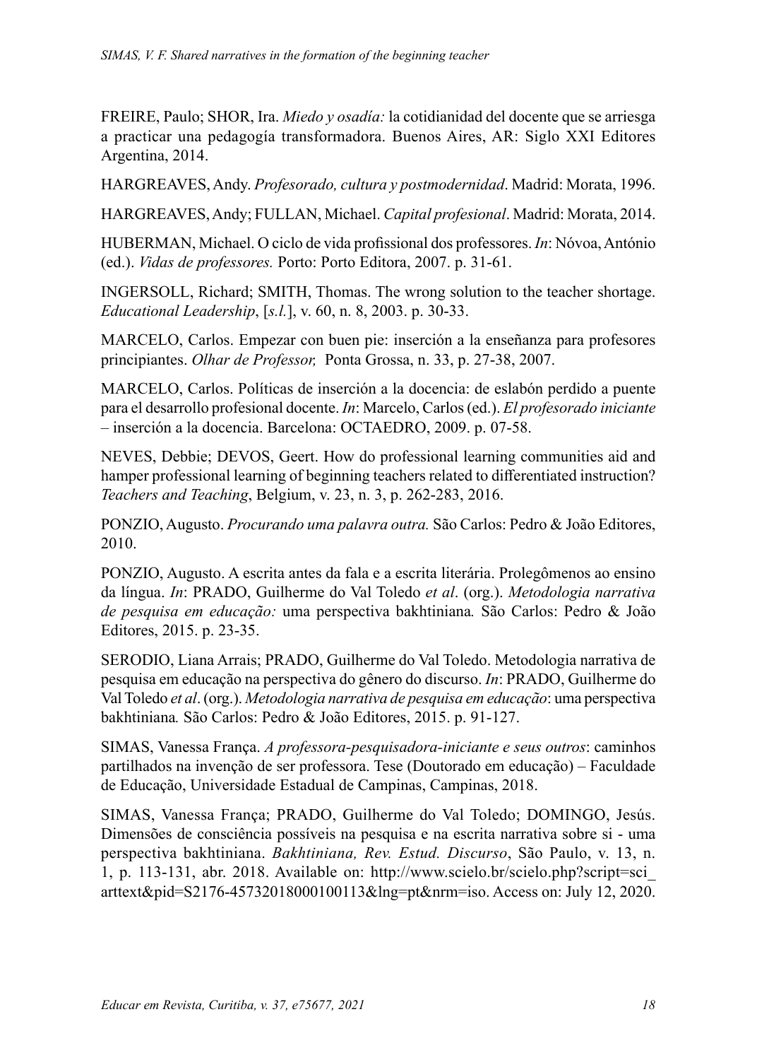FREIRE, Paulo; SHOR, Ira. *Miedo y osadía:* la cotidianidad del docente que se arriesga a practicar una pedagogía transformadora. Buenos Aires, AR: Siglo XXI Editores Argentina, 2014.

HARGREAVES, Andy. *Profesorado, cultura y postmodernidad*. Madrid: Morata, 1996.

HARGREAVES, Andy; FULLAN, Michael. *Capital profesional*. Madrid: Morata, 2014.

HUBERMAN, Michael. O ciclo de vida profissional dos professores. *In*: Nóvoa, António (ed.). *Vidas de professores.* Porto: Porto Editora, 2007. p. 31-61.

INGERSOLL, Richard; SMITH, Thomas. The wrong solution to the teacher shortage. *Educational Leadership*, [*s.l.*], v. 60, n. 8, 2003. p. 30-33.

MARCELO, Carlos. Empezar con buen pie: inserción a la enseñanza para profesores principiantes. *Olhar de Professor,* Ponta Grossa, n. 33, p. 27-38, 2007.

MARCELO, Carlos. Políticas de inserción a la docencia: de eslabón perdido a puente para el desarrollo profesional docente. *In*: Marcelo, Carlos (ed.). *El profesorado iniciante* – inserción a la docencia. Barcelona: OCTAEDRO, 2009. p. 07-58.

NEVES, Debbie; DEVOS, Geert. How do professional learning communities aid and hamper professional learning of beginning teachers related to differentiated instruction? *Teachers and Teaching*, Belgium, v. 23, n. 3, p. 262-283, 2016.

PONZIO, Augusto. *Procurando uma palavra outra.* São Carlos: Pedro & João Editores, 2010.

PONZIO, Augusto. A escrita antes da fala e a escrita literária. Prolegômenos ao ensino da língua. *In*: PRADO, Guilherme do Val Toledo *et al*. (org.). *Metodologia narrativa de pesquisa em educação:* uma perspectiva bakhtiniana*.* São Carlos: Pedro & João Editores, 2015. p. 23-35.

SERODIO, Liana Arrais; PRADO, Guilherme do Val Toledo. Metodologia narrativa de pesquisa em educação na perspectiva do gênero do discurso. *In*: PRADO, Guilherme do Val Toledo *et al*. (org.). *Metodologia narrativa de pesquisa em educação*: uma perspectiva bakhtiniana*.* São Carlos: Pedro & João Editores, 2015. p. 91-127.

SIMAS, Vanessa França. *A professora-pesquisadora-iniciante e seus outros*: caminhos partilhados na invenção de ser professora. Tese (Doutorado em educação) – Faculdade de Educação, Universidade Estadual de Campinas, Campinas, 2018.

SIMAS, Vanessa França; PRADO, Guilherme do Val Toledo; DOMINGO, Jesús. Dimensões de consciência possíveis na pesquisa e na escrita narrativa sobre si - uma perspectiva bakhtiniana. *Bakhtiniana, Rev. Estud. Discurso*, São Paulo, v. 13, n. 1, p. 113-131, abr. 2018. Available on: http://www.scielo.br/scielo.php?script=sci_arttext&pid=S2176-45732018000100113&lng=pt&nrm=iso. Access on: July 12, 2020.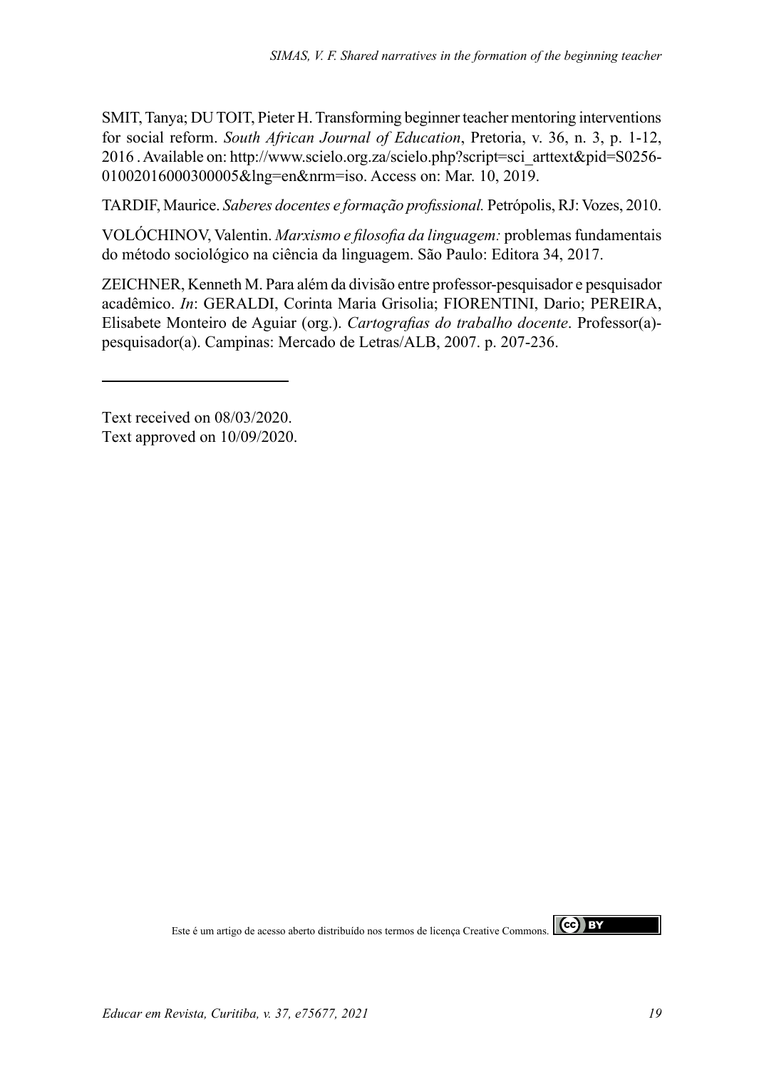SMIT, Tanya; DU TOIT, Pieter H. Transforming beginner teacher mentoring interventions for social reform. *South African Journal of Education*, Pretoria, v. 36, n. 3, p. 1-12, 2016 . Available on: http://www.scielo.org.za/scielo.php?script=sci_arttext&pid=S0256-01002016000300005&lng=en&nrm=iso. Access on: Mar. 10, 2019.

TARDIF, Maurice. *Saberes docentes e formação profissional.* Petrópolis, RJ: Vozes, 2010.

VOLÓCHINOV, Valentin. *Marxismo e filosofia da linguagem:* problemas fundamentais do método sociológico na ciência da linguagem. São Paulo: Editora 34, 2017.

ZEICHNER, Kenneth M. Para além da divisão entre professor-pesquisador e pesquisador acadêmico. *In*: GERALDI, Corinta Maria Grisolia; FIORENTINI, Dario; PEREIRA, Elisabete Monteiro de Aguiar (org.). *Cartografias do trabalho docente*. Professor(a)-pesquisador(a). Campinas: Mercado de Letras/ALB, 2007. p. 207-236.

---

Text received on 08/03/2020.
Text approved on 10/09/2020.

Este é um artigo de acesso aberto distribuído nos termos de licença Creative Commons.